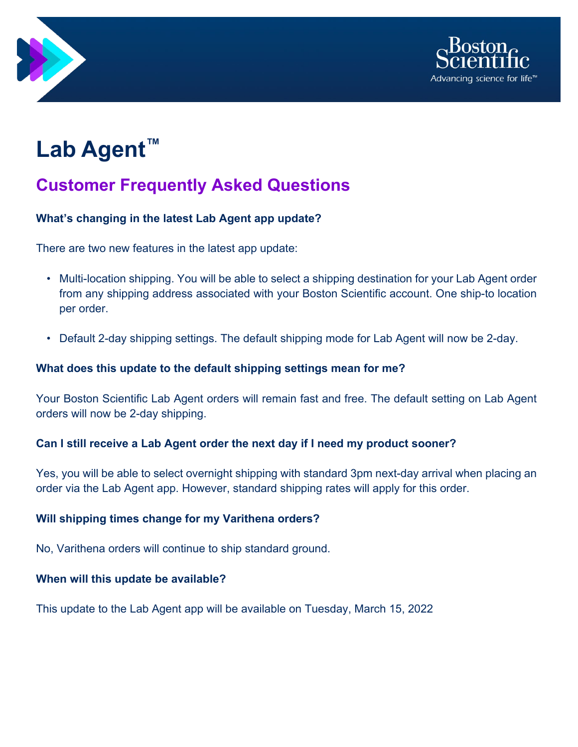# Lab Agent™

## Customer Frequently Asked Questions

**What's changing in the latest Lab Agent app update?**

There are two new features in the latest app update:

- Multi-location shipping. You will be able to select a shipping destination for your Lab Agent order from any shipping address associated with your Boston Scientific account. One ship-to location per order.
- Default 2-day shipping settings. The default shipping mode for Lab Agent will now be 2-day.

**What does this update to the default shipping settings mean for me?**

Your Boston Scientific Lab Agent orders will remain fast and free. The default setting on Lab Agent orders will now be 2-day shipping.

**Can I still receive a Lab Agent order the next day if I need my product sooner?**

Yes, you will be able to select overnight shipping with standard 3pm next-day arrival when placing an order via the Lab Agent app. However, standard shipping rates will apply for this order.

**Will shipping times change for my Varithena orders?**

No, Varithena orders will continue to ship standard ground.

**When will this update be available?**

This update to the Lab Agent app will be available on Tuesday, March 15, 2022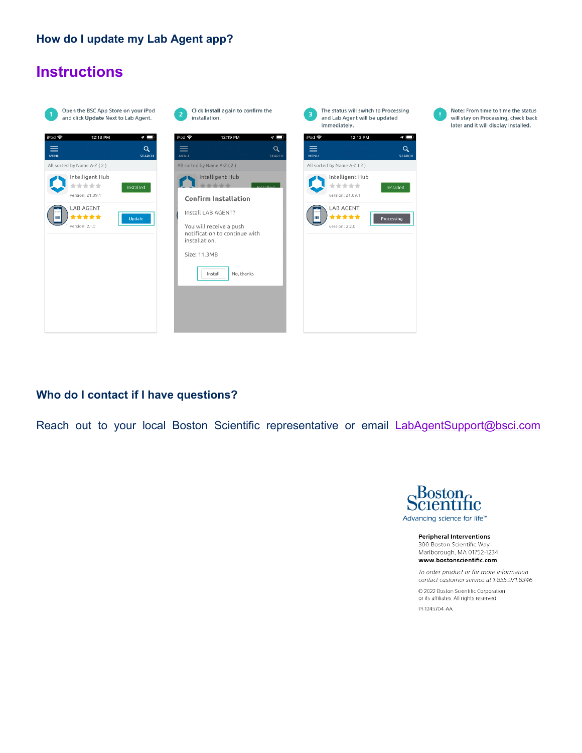## How do I update my Lab Agent app?

# Instructions

1. Open the BSC App Store on your iPod and click **Update** Next to Lab Agent.

iPod 12:13 PM
MENU SEARCH
All sorted by Name A-Z ( 2 )
Intelligent Hub
version: 21.09.1
Installed
LAB AGENT
version: 2.1.0
Update

2. Click **Install** again to confirm the installation.

iPod 12:19 PM
MENU SEARCH
All sorted by Name A-Z ( 2 )
Intelligent Hub
Confirm Installation
Install LAB AGENT?
You will receive a push notification to continue with installation.
Size: 11.3MB
Install No, thanks

3. The status will switch to Processing and Lab Agent will be updated immediately.

iPod 12:13 PM
MENU SEARCH
All sorted by Name A-Z ( 2 )
Intelligent Hub
version: 21.09.1
Installed
LAB AGENT
version: 2.2.0
Processing

! **Note:** From time to time the status will stay on Processing, check back later and it will display installed.

## Who do I contact if I have questions?

Reach out to your local Boston Scientific representative or email LabAgentSupport@bsci.com

Boston Scientific
Advancing science for life™

**Peripheral Interventions**
300 Boston Scientific Way
Marlborough, MA 01752-1234
**www.bostonscientific.com**

*To order product or for more information contact customer service at 1.855.971.8346*

© 2022 Boston Scientific Corporation or its affiliates. All rights reserved.

PI-1245704-AA